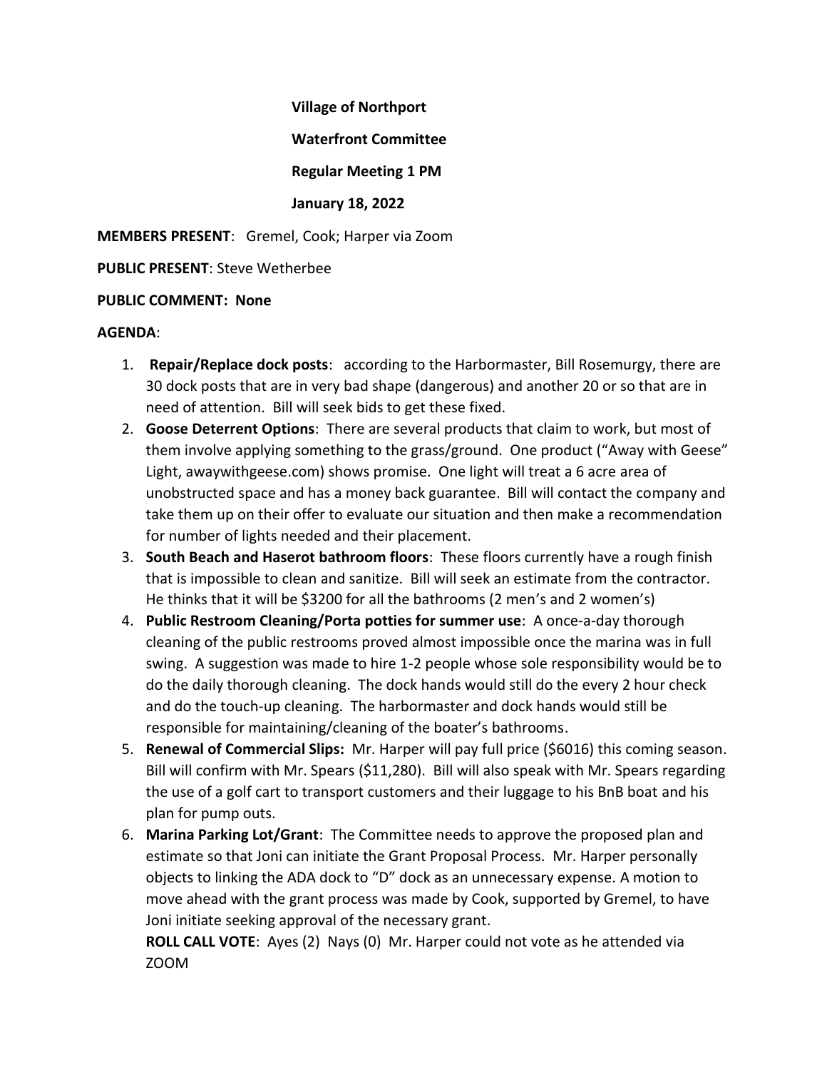**Village of Northport**

**Waterfront Committee**

**Regular Meeting 1 PM**

**January 18, 2022**

**MEMBERS PRESENT**: Gremel, Cook; Harper via Zoom

**PUBLIC PRESENT**: Steve Wetherbee

**PUBLIC COMMENT: None**

**AGENDA**:

1. **Repair/Replace dock posts**: according to the Harbormaster, Bill Rosemurgy, there are 30 dock posts that are in very bad shape (dangerous) and another 20 or so that are in need of attention. Bill will seek bids to get these fixed.
2. **Goose Deterrent Options**: There are several products that claim to work, but most of them involve applying something to the grass/ground. One product ("Away with Geese" Light, awaywithgeese.com) shows promise. One light will treat a 6 acre area of unobstructed space and has a money back guarantee. Bill will contact the company and take them up on their offer to evaluate our situation and then make a recommendation for number of lights needed and their placement.
3. **South Beach and Haserot bathroom floors**: These floors currently have a rough finish that is impossible to clean and sanitize. Bill will seek an estimate from the contractor. He thinks that it will be $3200 for all the bathrooms (2 men's and 2 women's)
4. **Public Restroom Cleaning/Porta potties for summer use**: A once-a-day thorough cleaning of the public restrooms proved almost impossible once the marina was in full swing. A suggestion was made to hire 1-2 people whose sole responsibility would be to do the daily thorough cleaning. The dock hands would still do the every 2 hour check and do the touch-up cleaning. The harbormaster and dock hands would still be responsible for maintaining/cleaning of the boater's bathrooms.
5. **Renewal of Commercial Slips:** Mr. Harper will pay full price ($6016) this coming season. Bill will confirm with Mr. Spears ($11,280). Bill will also speak with Mr. Spears regarding the use of a golf cart to transport customers and their luggage to his BnB boat and his plan for pump outs.
6. **Marina Parking Lot/Grant**: The Committee needs to approve the proposed plan and estimate so that Joni can initiate the Grant Proposal Process. Mr. Harper personally objects to linking the ADA dock to "D" dock as an unnecessary expense. A motion to move ahead with the grant process was made by Cook, supported by Gremel, to have Joni initiate seeking approval of the necessary grant.

   **ROLL CALL VOTE**: Ayes (2) Nays (0) Mr. Harper could not vote as he attended via ZOOM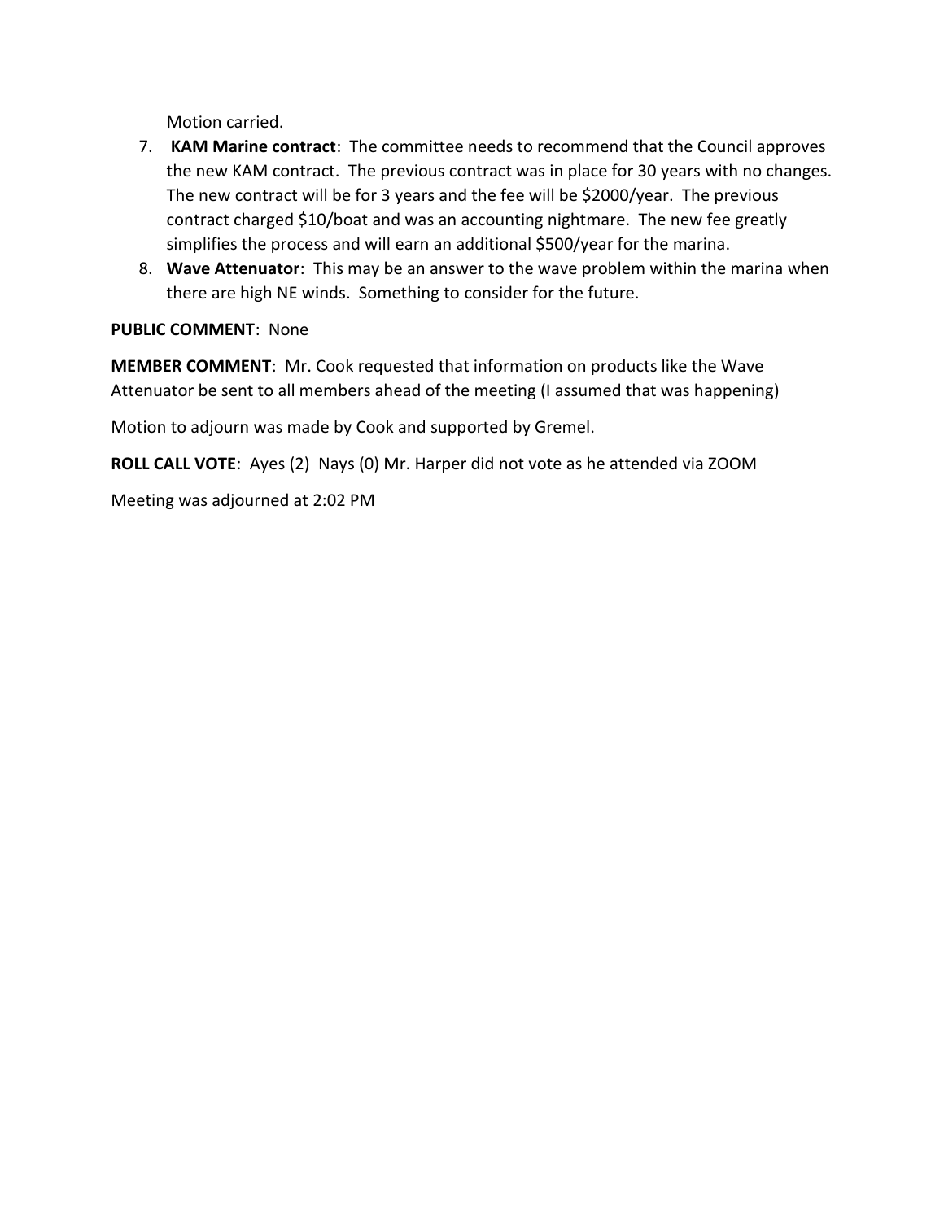Motion carried.

7. **KAM Marine contract**: The committee needs to recommend that the Council approves the new KAM contract. The previous contract was in place for 30 years with no changes. The new contract will be for 3 years and the fee will be $2000/year. The previous contract charged $10/boat and was an accounting nightmare. The new fee greatly simplifies the process and will earn an additional $500/year for the marina.
8. **Wave Attenuator**: This may be an answer to the wave problem within the marina when there are high NE winds. Something to consider for the future.

**PUBLIC COMMENT**: None

**MEMBER COMMENT**: Mr. Cook requested that information on products like the Wave Attenuator be sent to all members ahead of the meeting (I assumed that was happening)

Motion to adjourn was made by Cook and supported by Gremel.

**ROLL CALL VOTE**: Ayes (2) Nays (0) Mr. Harper did not vote as he attended via ZOOM

Meeting was adjourned at 2:02 PM